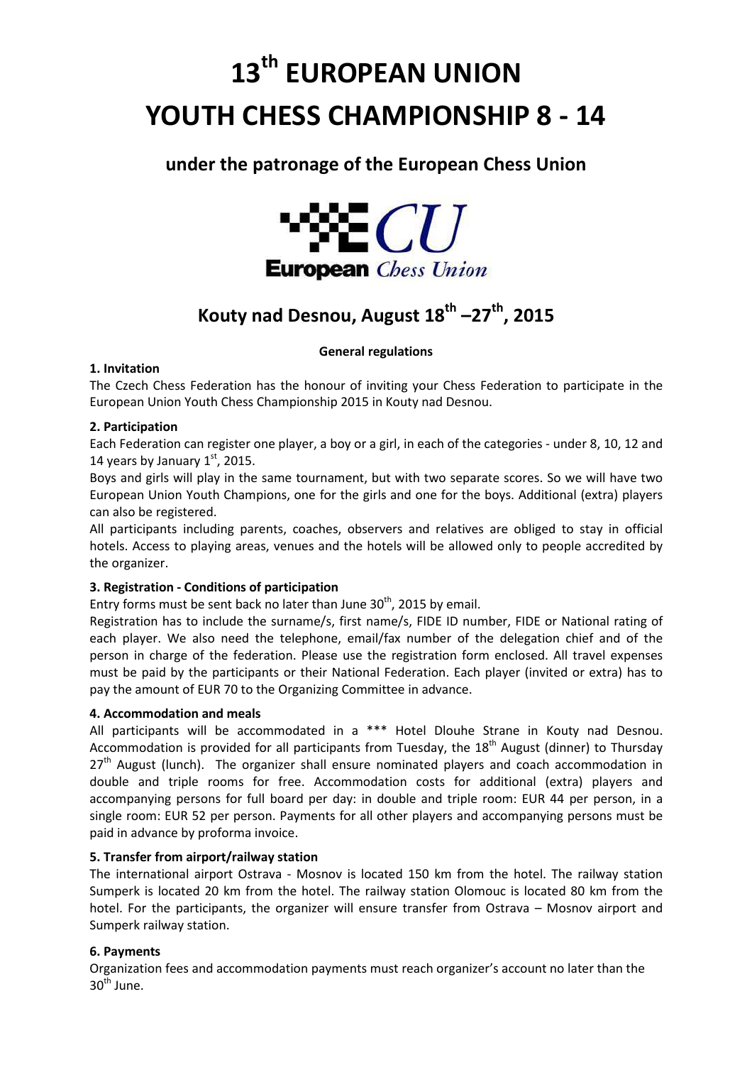# 13th EUROPEAN UNION YOUTH CHESS CHAMPIONSHIP 8 - 14

## under the patronage of the European Chess Union

European Chess Union

## Kouty nad Desnou, August 18th –27th, 2015

**General regulations**

**1. Invitation**

The Czech Chess Federation has the honour of inviting your Chess Federation to participate in the European Union Youth Chess Championship 2015 in Kouty nad Desnou.

**2. Participation**

Each Federation can register one player, a boy or a girl, in each of the categories - under 8, 10, 12 and 14 years by January 1st, 2015.

Boys and girls will play in the same tournament, but with two separate scores. So we will have two European Union Youth Champions, one for the girls and one for the boys. Additional (extra) players can also be registered.

All participants including parents, coaches, observers and relatives are obliged to stay in official hotels. Access to playing areas, venues and the hotels will be allowed only to people accredited by the organizer.

**3. Registration - Conditions of participation**

Entry forms must be sent back no later than June 30th, 2015 by email.

Registration has to include the surname/s, first name/s, FIDE ID number, FIDE or National rating of each player. We also need the telephone, email/fax number of the delegation chief and of the person in charge of the federation. Please use the registration form enclosed. All travel expenses must be paid by the participants or their National Federation. Each player (invited or extra) has to pay the amount of EUR 70 to the Organizing Committee in advance.

**4. Accommodation and meals**

All participants will be accommodated in a *** Hotel Dlouhe Strane in Kouty nad Desnou. Accommodation is provided for all participants from Tuesday, the 18th August (dinner) to Thursday 27th August (lunch). The organizer shall ensure nominated players and coach accommodation in double and triple rooms for free. Accommodation costs for additional (extra) players and accompanying persons for full board per day: in double and triple room: EUR 44 per person, in a single room: EUR 52 per person. Payments for all other players and accompanying persons must be paid in advance by proforma invoice.

**5. Transfer from airport/railway station**

The international airport Ostrava - Mosnov is located 150 km from the hotel. The railway station Sumperk is located 20 km from the hotel. The railway station Olomouc is located 80 km from the hotel. For the participants, the organizer will ensure transfer from Ostrava – Mosnov airport and Sumperk railway station.

**6. Payments**

Organization fees and accommodation payments must reach organizer's account no later than the 30th June.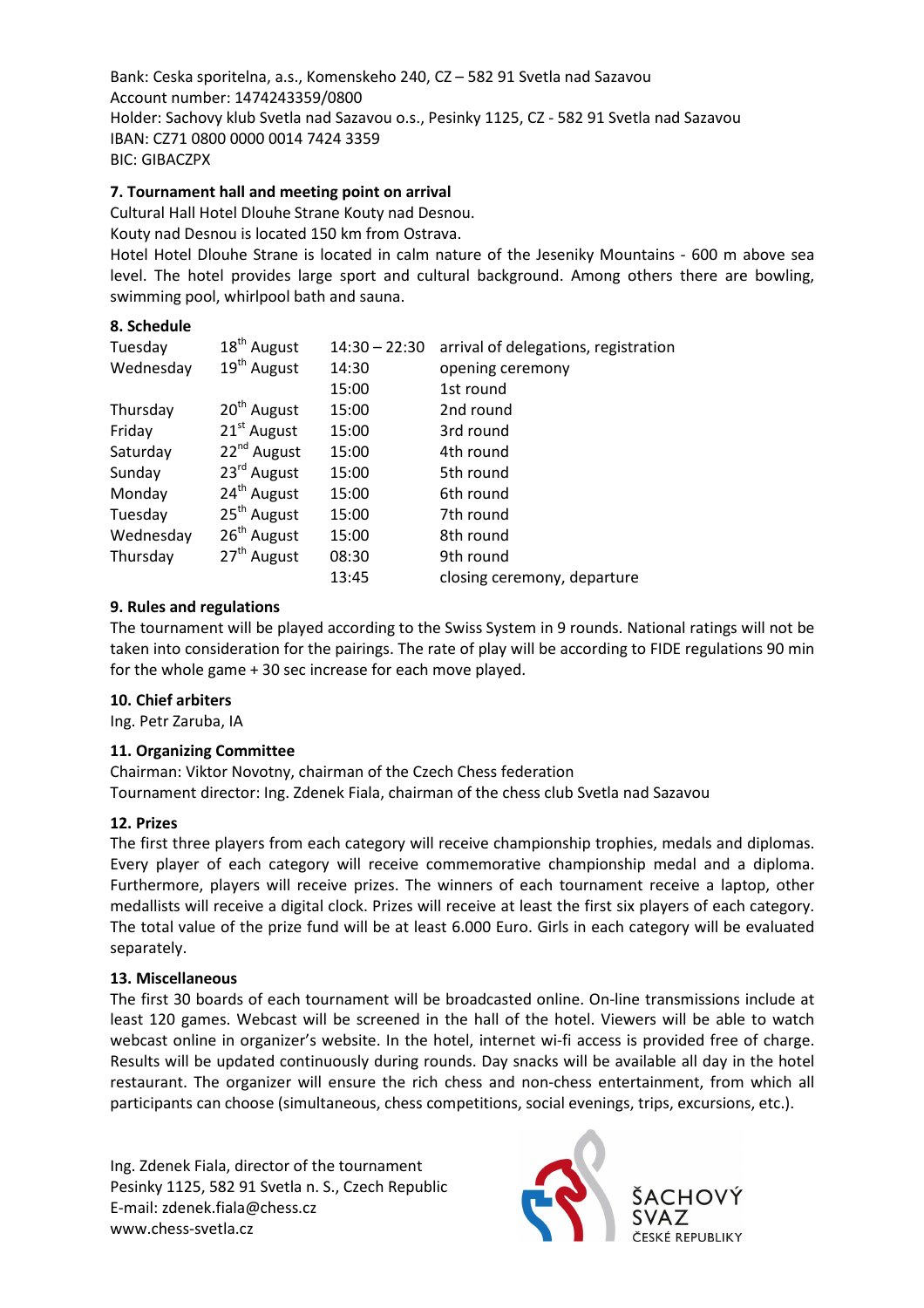Bank: Ceska sporitelna, a.s., Komenskeho 240, CZ – 582 91 Svetla nad Sazavou
Account number: 1474243359/0800
Holder: Sachovy klub Svetla nad Sazavou o.s., Pesinky 1125, CZ - 582 91 Svetla nad Sazavou
IBAN: CZ71 0800 0000 0014 7424 3359
BIC: GIBACZPX

**7. Tournament hall and meeting point on arrival**

Cultural Hall Hotel Dlouhe Strane Kouty nad Desnou.
Kouty nad Desnou is located 150 km from Ostrava.
Hotel Hotel Dlouhe Strane is located in calm nature of the Jeseniky Mountains - 600 m above sea level. The hotel provides large sport and cultural background. Among others there are bowling, swimming pool, whirlpool bath and sauna.

**8. Schedule**

| | | | |
|---|---|---|---|
| Tuesday | 18th August | 14:30 – 22:30 | arrival of delegations, registration |
| Wednesday | 19th August | 14:30 | opening ceremony |
| | | 15:00 | 1st round |
| Thursday | 20th August | 15:00 | 2nd round |
| Friday | 21st August | 15:00 | 3rd round |
| Saturday | 22nd August | 15:00 | 4th round |
| Sunday | 23rd August | 15:00 | 5th round |
| Monday | 24th August | 15:00 | 6th round |
| Tuesday | 25th August | 15:00 | 7th round |
| Wednesday | 26th August | 15:00 | 8th round |
| Thursday | 27th August | 08:30 | 9th round |
| | | 13:45 | closing ceremony, departure |

**9. Rules and regulations**

The tournament will be played according to the Swiss System in 9 rounds. National ratings will not be taken into consideration for the pairings. The rate of play will be according to FIDE regulations 90 min for the whole game + 30 sec increase for each move played.

**10. Chief arbiters**

Ing. Petr Zaruba, IA

**11. Organizing Committee**

Chairman: Viktor Novotny, chairman of the Czech Chess federation
Tournament director: Ing. Zdenek Fiala, chairman of the chess club Svetla nad Sazavou

**12. Prizes**

The first three players from each category will receive championship trophies, medals and diplomas. Every player of each category will receive commemorative championship medal and a diploma. Furthermore, players will receive prizes. The winners of each tournament receive a laptop, other medallists will receive a digital clock. Prizes will receive at least the first six players of each category. The total value of the prize fund will be at least 6.000 Euro. Girls in each category will be evaluated separately.

**13. Miscellaneous**

The first 30 boards of each tournament will be broadcasted online. On-line transmissions include at least 120 games. Webcast will be screened in the hall of the hotel. Viewers will be able to watch webcast online in organizer's website. In the hotel, internet wi-fi access is provided free of charge. Results will be updated continuously during rounds. Day snacks will be available all day in the hotel restaurant. The organizer will ensure the rich chess and non-chess entertainment, from which all participants can choose (simultaneous, chess competitions, social evenings, trips, excursions, etc.).

Ing. Zdenek Fiala, director of the tournament
Pesinky 1125, 582 91 Svetla n. S., Czech Republic
E-mail: zdenek.fiala@chess.cz
www.chess-svetla.cz

ŠACHOVÝ SVAZ ČESKÉ REPUBLIKY